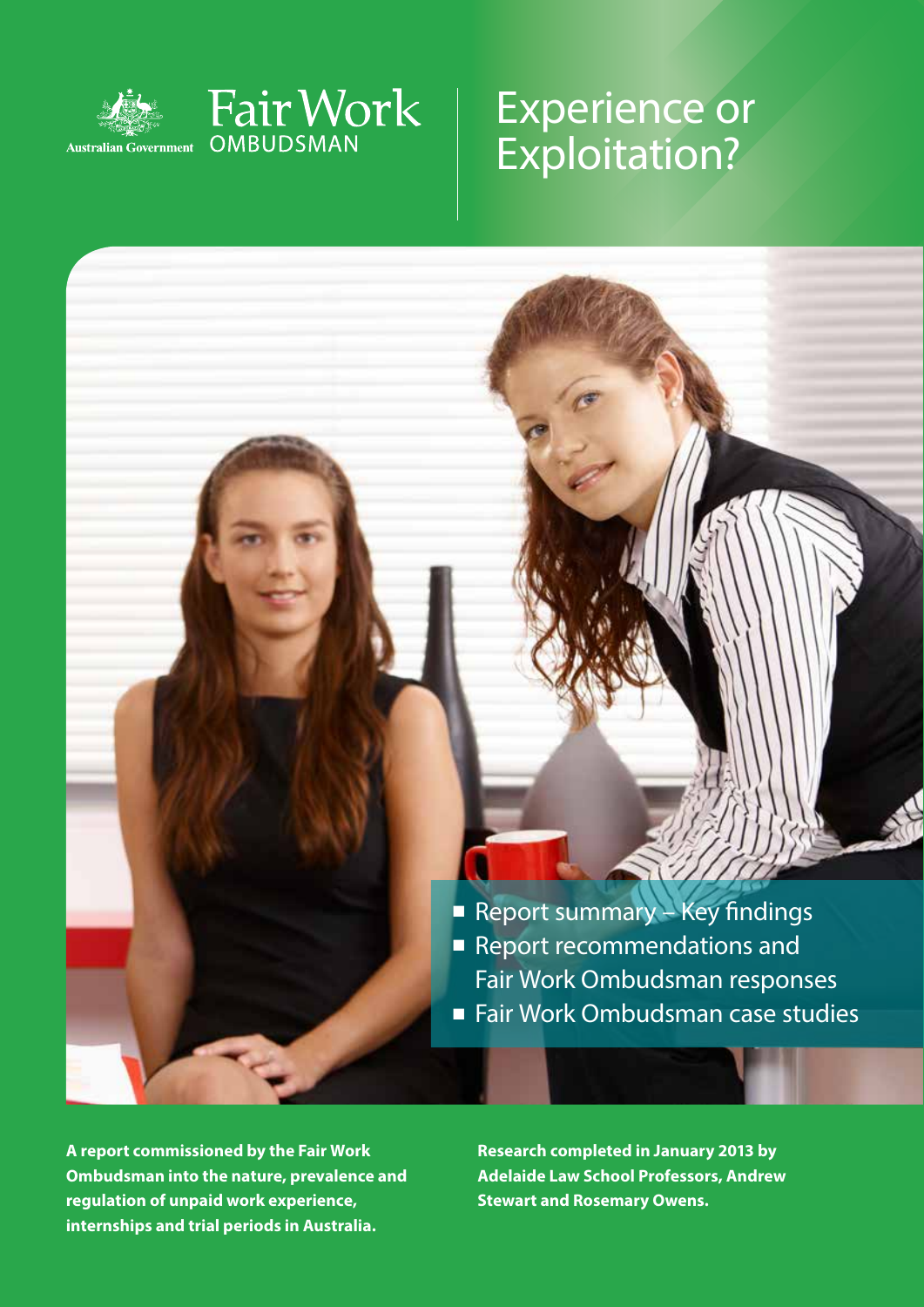Australian Government

Fair Work OMBUDSMAN

# Experience or Exploitation?

- Report summary – Key findings
- Report recommendations and Fair Work Ombudsman responses
- Fair Work Ombudsman case studies

**A report commissioned by the Fair Work Ombudsman into the nature, prevalence and regulation of unpaid work experience, internships and trial periods in Australia.**

**Research completed in January 2013 by Adelaide Law School Professors, Andrew Stewart and Rosemary Owens.**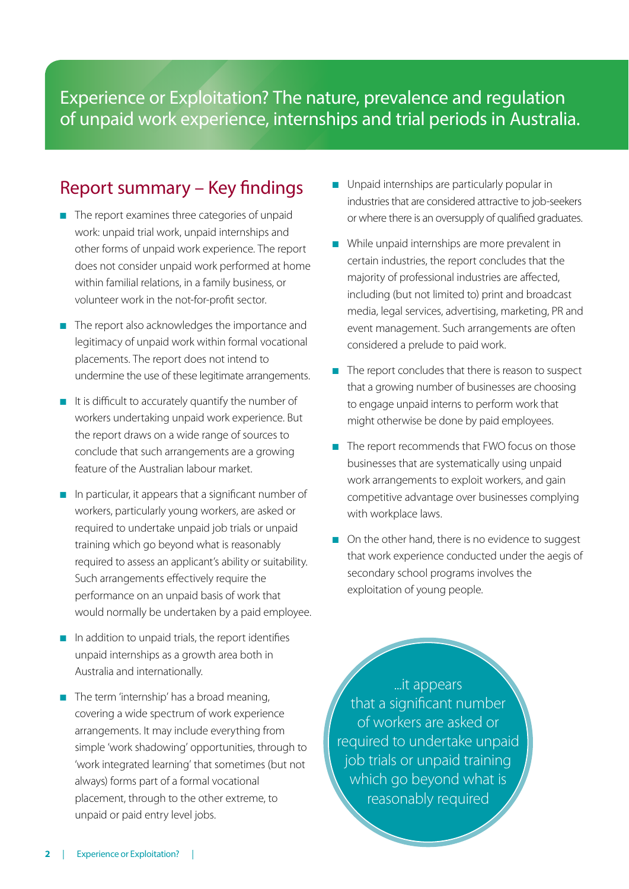# Experience or Exploitation? The nature, prevalence and regulation of unpaid work experience, internships and trial periods in Australia.

## Report summary – Key findings

- The report examines three categories of unpaid work: unpaid trial work, unpaid internships and other forms of unpaid work experience. The report does not consider unpaid work performed at home within familial relations, in a family business, or volunteer work in the not-for-profit sector.
- The report also acknowledges the importance and legitimacy of unpaid work within formal vocational placements. The report does not intend to undermine the use of these legitimate arrangements.
- It is difficult to accurately quantify the number of workers undertaking unpaid work experience. But the report draws on a wide range of sources to conclude that such arrangements are a growing feature of the Australian labour market.
- In particular, it appears that a significant number of workers, particularly young workers, are asked or required to undertake unpaid job trials or unpaid training which go beyond what is reasonably required to assess an applicant's ability or suitability. Such arrangements effectively require the performance on an unpaid basis of work that would normally be undertaken by a paid employee.
- In addition to unpaid trials, the report identifies unpaid internships as a growth area both in Australia and internationally.
- The term 'internship' has a broad meaning, covering a wide spectrum of work experience arrangements. It may include everything from simple 'work shadowing' opportunities, through to 'work integrated learning' that sometimes (but not always) forms part of a formal vocational placement, through to the other extreme, to unpaid or paid entry level jobs.
- Unpaid internships are particularly popular in industries that are considered attractive to job-seekers or where there is an oversupply of qualified graduates.
- While unpaid internships are more prevalent in certain industries, the report concludes that the majority of professional industries are affected, including (but not limited to) print and broadcast media, legal services, advertising, marketing, PR and event management. Such arrangements are often considered a prelude to paid work.
- The report concludes that there is reason to suspect that a growing number of businesses are choosing to engage unpaid interns to perform work that might otherwise be done by paid employees.
- The report recommends that FWO focus on those businesses that are systematically using unpaid work arrangements to exploit workers, and gain competitive advantage over businesses complying with workplace laws.
- On the other hand, there is no evidence to suggest that work experience conducted under the aegis of secondary school programs involves the exploitation of young people.

> ...it appears that a significant number of workers are asked or required to undertake unpaid job trials or unpaid training which go beyond what is reasonably required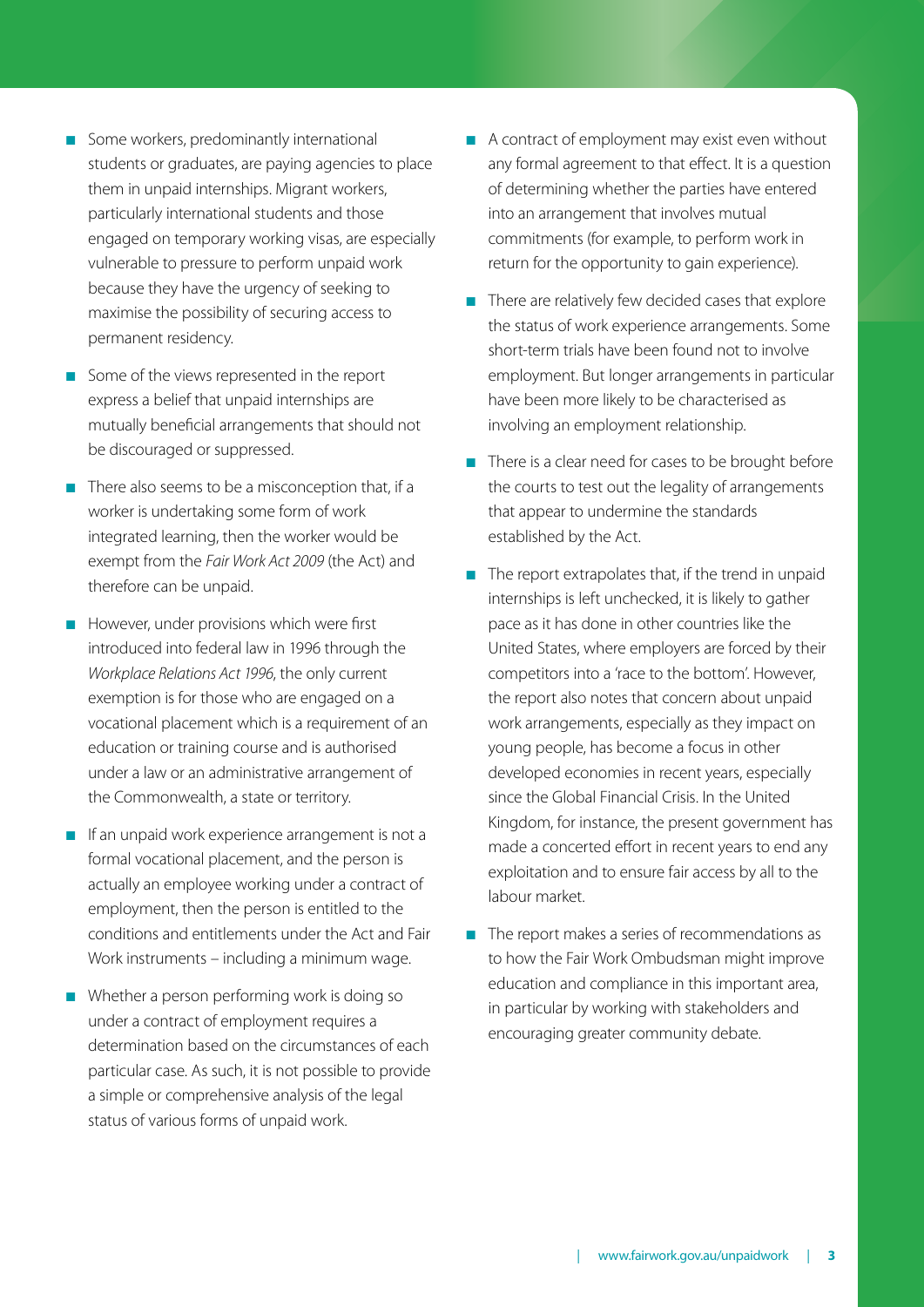- Some workers, predominantly international students or graduates, are paying agencies to place them in unpaid internships. Migrant workers, particularly international students and those engaged on temporary working visas, are especially vulnerable to pressure to perform unpaid work because they have the urgency of seeking to maximise the possibility of securing access to permanent residency.
- Some of the views represented in the report express a belief that unpaid internships are mutually beneficial arrangements that should not be discouraged or suppressed.
- There also seems to be a misconception that, if a worker is undertaking some form of work integrated learning, then the worker would be exempt from the *Fair Work Act 2009* (the Act) and therefore can be unpaid.
- However, under provisions which were first introduced into federal law in 1996 through the *Workplace Relations Act 1996*, the only current exemption is for those who are engaged on a vocational placement which is a requirement of an education or training course and is authorised under a law or an administrative arrangement of the Commonwealth, a state or territory.
- If an unpaid work experience arrangement is not a formal vocational placement, and the person is actually an employee working under a contract of employment, then the person is entitled to the conditions and entitlements under the Act and Fair Work instruments – including a minimum wage.
- Whether a person performing work is doing so under a contract of employment requires a determination based on the circumstances of each particular case. As such, it is not possible to provide a simple or comprehensive analysis of the legal status of various forms of unpaid work.
- A contract of employment may exist even without any formal agreement to that effect. It is a question of determining whether the parties have entered into an arrangement that involves mutual commitments (for example, to perform work in return for the opportunity to gain experience).
- There are relatively few decided cases that explore the status of work experience arrangements. Some short-term trials have been found not to involve employment. But longer arrangements in particular have been more likely to be characterised as involving an employment relationship.
- There is a clear need for cases to be brought before the courts to test out the legality of arrangements that appear to undermine the standards established by the Act.
- The report extrapolates that, if the trend in unpaid internships is left unchecked, it is likely to gather pace as it has done in other countries like the United States, where employers are forced by their competitors into a 'race to the bottom'. However, the report also notes that concern about unpaid work arrangements, especially as they impact on young people, has become a focus in other developed economies in recent years, especially since the Global Financial Crisis. In the United Kingdom, for instance, the present government has made a concerted effort in recent years to end any exploitation and to ensure fair access by all to the labour market.
- The report makes a series of recommendations as to how the Fair Work Ombudsman might improve education and compliance in this important area, in particular by working with stakeholders and encouraging greater community debate.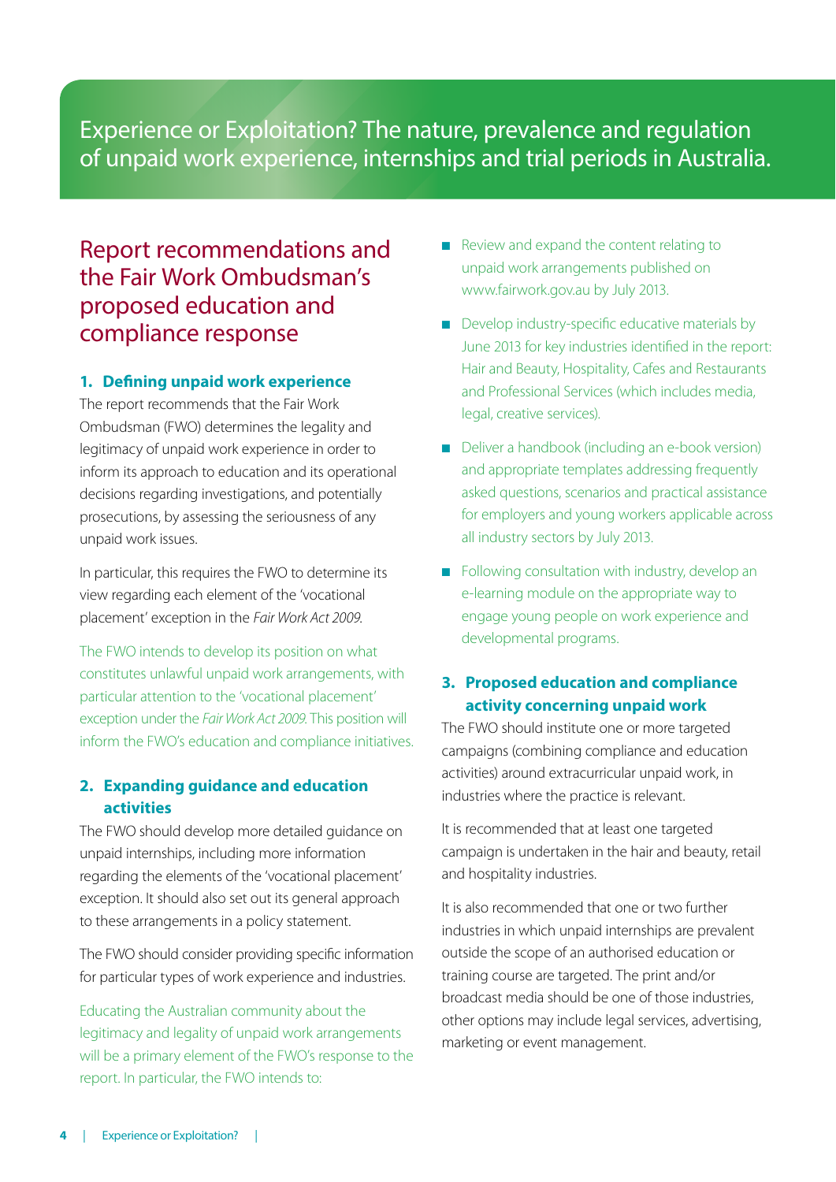Experience or Exploitation? The nature, prevalence and regulation of unpaid work experience, internships and trial periods in Australia.

## Report recommendations and the Fair Work Ombudsman's proposed education and compliance response

### 1. Defining unpaid work experience

The report recommends that the Fair Work Ombudsman (FWO) determines the legality and legitimacy of unpaid work experience in order to inform its approach to education and its operational decisions regarding investigations, and potentially prosecutions, by assessing the seriousness of any unpaid work issues.

In particular, this requires the FWO to determine its view regarding each element of the 'vocational placement' exception in the *Fair Work Act 2009*.

The FWO intends to develop its position on what constitutes unlawful unpaid work arrangements, with particular attention to the 'vocational placement' exception under the *Fair Work Act 2009*. This position will inform the FWO's education and compliance initiatives.

### 2. Expanding guidance and education activities

The FWO should develop more detailed guidance on unpaid internships, including more information regarding the elements of the 'vocational placement' exception. It should also set out its general approach to these arrangements in a policy statement.

The FWO should consider providing specific information for particular types of work experience and industries.

Educating the Australian community about the legitimacy and legality of unpaid work arrangements will be a primary element of the FWO's response to the report. In particular, the FWO intends to:

- Review and expand the content relating to unpaid work arrangements published on www.fairwork.gov.au by July 2013.
- Develop industry-specific educative materials by June 2013 for key industries identified in the report: Hair and Beauty, Hospitality, Cafes and Restaurants and Professional Services (which includes media, legal, creative services).
- Deliver a handbook (including an e-book version) and appropriate templates addressing frequently asked questions, scenarios and practical assistance for employers and young workers applicable across all industry sectors by July 2013.
- Following consultation with industry, develop an e-learning module on the appropriate way to engage young people on work experience and developmental programs.

### 3. Proposed education and compliance activity concerning unpaid work

The FWO should institute one or more targeted campaigns (combining compliance and education activities) around extracurricular unpaid work, in industries where the practice is relevant.

It is recommended that at least one targeted campaign is undertaken in the hair and beauty, retail and hospitality industries.

It is also recommended that one or two further industries in which unpaid internships are prevalent outside the scope of an authorised education or training course are targeted. The print and/or broadcast media should be one of those industries, other options may include legal services, advertising, marketing or event management.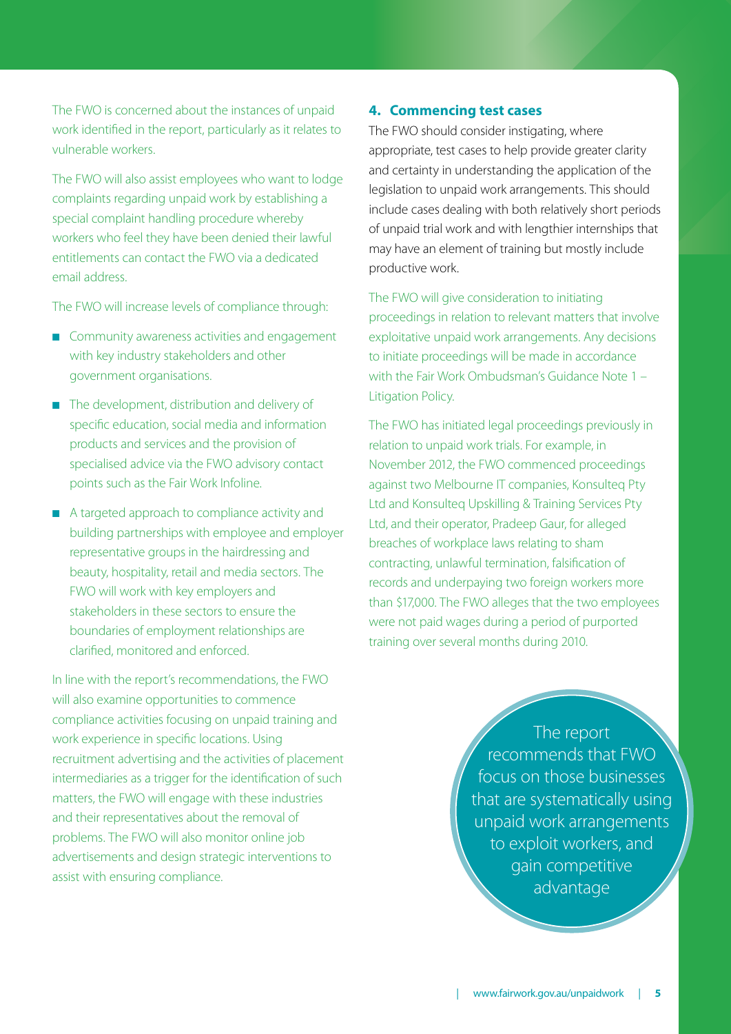The FWO is concerned about the instances of unpaid work identified in the report, particularly as it relates to vulnerable workers.

The FWO will also assist employees who want to lodge complaints regarding unpaid work by establishing a special complaint handling procedure whereby workers who feel they have been denied their lawful entitlements can contact the FWO via a dedicated email address.

The FWO will increase levels of compliance through:

- Community awareness activities and engagement with key industry stakeholders and other government organisations.
- The development, distribution and delivery of specific education, social media and information products and services and the provision of specialised advice via the FWO advisory contact points such as the Fair Work Infoline.
- A targeted approach to compliance activity and building partnerships with employee and employer representative groups in the hairdressing and beauty, hospitality, retail and media sectors. The FWO will work with key employers and stakeholders in these sectors to ensure the boundaries of employment relationships are clarified, monitored and enforced.

In line with the report's recommendations, the FWO will also examine opportunities to commence compliance activities focusing on unpaid training and work experience in specific locations. Using recruitment advertising and the activities of placement intermediaries as a trigger for the identification of such matters, the FWO will engage with these industries and their representatives about the removal of problems. The FWO will also monitor online job advertisements and design strategic interventions to assist with ensuring compliance.

### 4. Commencing test cases

The FWO should consider instigating, where appropriate, test cases to help provide greater clarity and certainty in understanding the application of the legislation to unpaid work arrangements. This should include cases dealing with both relatively short periods of unpaid trial work and with lengthier internships that may have an element of training but mostly include productive work.

The FWO will give consideration to initiating proceedings in relation to relevant matters that involve exploitative unpaid work arrangements. Any decisions to initiate proceedings will be made in accordance with the Fair Work Ombudsman's Guidance Note 1 – Litigation Policy.

The FWO has initiated legal proceedings previously in relation to unpaid work trials. For example, in November 2012, the FWO commenced proceedings against two Melbourne IT companies, Konsulteq Pty Ltd and Konsulteq Upskilling & Training Services Pty Ltd, and their operator, Pradeep Gaur, for alleged breaches of workplace laws relating to sham contracting, unlawful termination, falsification of records and underpaying two foreign workers more than $17,000. The FWO alleges that the two employees were not paid wages during a period of purported training over several months during 2010.

> The report recommends that FWO focus on those businesses that are systematically using unpaid work arrangements to exploit workers, and gain competitive advantage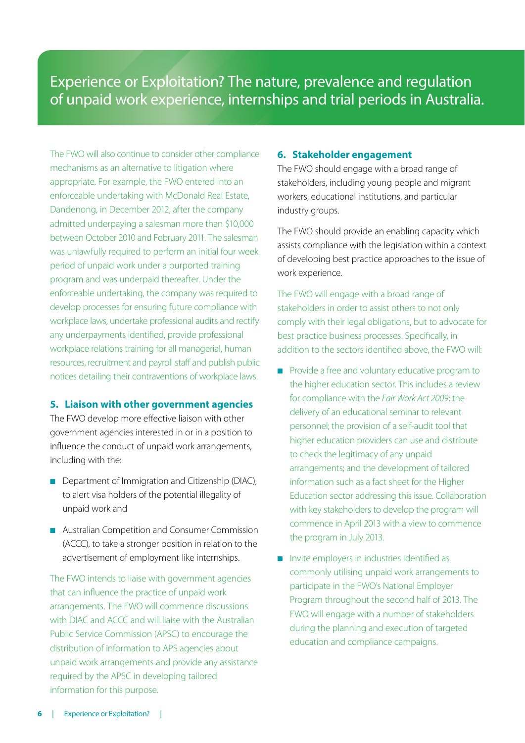The FWO will also continue to consider other compliance mechanisms as an alternative to litigation where appropriate. For example, the FWO entered into an enforceable undertaking with McDonald Real Estate, Dandenong, in December 2012, after the company admitted underpaying a salesman more than $10,000 between October 2010 and February 2011. The salesman was unlawfully required to perform an initial four week period of unpaid work under a purported training program and was underpaid thereafter. Under the enforceable undertaking, the company was required to develop processes for ensuring future compliance with workplace laws, undertake professional audits and rectify any underpayments identified, provide professional workplace relations training for all managerial, human resources, recruitment and payroll staff and publish public notices detailing their contraventions of workplace laws.

### 5. Liaison with other government agencies

The FWO develop more effective liaison with other government agencies interested in or in a position to influence the conduct of unpaid work arrangements, including with the:

- Department of Immigration and Citizenship (DIAC), to alert visa holders of the potential illegality of unpaid work and
- Australian Competition and Consumer Commission (ACCC), to take a stronger position in relation to the advertisement of employment-like internships.

The FWO intends to liaise with government agencies that can influence the practice of unpaid work arrangements. The FWO will commence discussions with DIAC and ACCC and will liaise with the Australian Public Service Commission (APSC) to encourage the distribution of information to APS agencies about unpaid work arrangements and provide any assistance required by the APSC in developing tailored information for this purpose.

### 6. Stakeholder engagement

The FWO should engage with a broad range of stakeholders, including young people and migrant workers, educational institutions, and particular industry groups.

The FWO should provide an enabling capacity which assists compliance with the legislation within a context of developing best practice approaches to the issue of work experience.

The FWO will engage with a broad range of stakeholders in order to assist others to not only comply with their legal obligations, but to advocate for best practice business processes. Specifically, in addition to the sectors identified above, the FWO will:

- Provide a free and voluntary educative program to the higher education sector. This includes a review for compliance with the *Fair Work Act 2009*; the delivery of an educational seminar to relevant personnel; the provision of a self-audit tool that higher education providers can use and distribute to check the legitimacy of any unpaid arrangements; and the development of tailored information such as a fact sheet for the Higher Education sector addressing this issue. Collaboration with key stakeholders to develop the program will commence in April 2013 with a view to commence the program in July 2013.
- Invite employers in industries identified as commonly utilising unpaid work arrangements to participate in the FWO's National Employer Program throughout the second half of 2013. The FWO will engage with a number of stakeholders during the planning and execution of targeted education and compliance campaigns.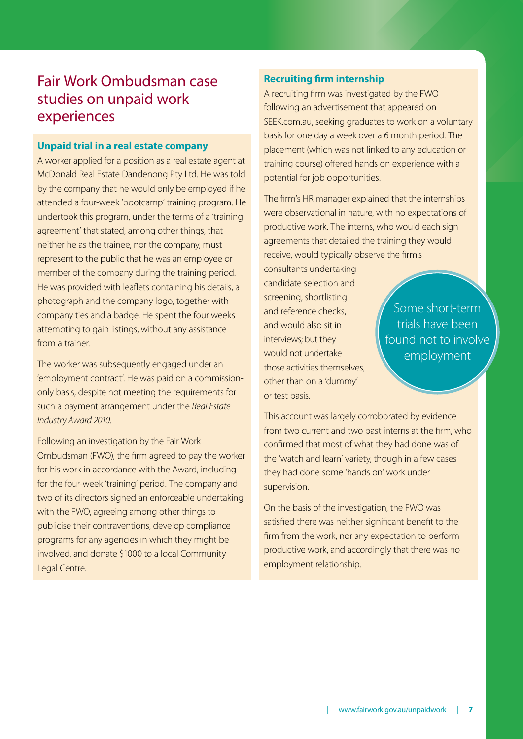# Fair Work Ombudsman case studies on unpaid work experiences

### Unpaid trial in a real estate company

A worker applied for a position as a real estate agent at McDonald Real Estate Dandenong Pty Ltd. He was told by the company that he would only be employed if he attended a four-week 'bootcamp' training program. He undertook this program, under the terms of a 'training agreement' that stated, among other things, that neither he as the trainee, nor the company, must represent to the public that he was an employee or member of the company during the training period. He was provided with leaflets containing his details, a photograph and the company logo, together with company ties and a badge. He spent the four weeks attempting to gain listings, without any assistance from a trainer.

The worker was subsequently engaged under an 'employment contract'. He was paid on a commission-only basis, despite not meeting the requirements for such a payment arrangement under the *Real Estate Industry Award 2010.*

Following an investigation by the Fair Work Ombudsman (FWO), the firm agreed to pay the worker for his work in accordance with the Award, including for the four-week 'training' period. The company and two of its directors signed an enforceable undertaking with the FWO, agreeing among other things to publicise their contraventions, develop compliance programs for any agencies in which they might be involved, and donate $1000 to a local Community Legal Centre.

### Recruiting firm internship

A recruiting firm was investigated by the FWO following an advertisement that appeared on SEEK.com.au, seeking graduates to work on a voluntary basis for one day a week over a 6 month period. The placement (which was not linked to any education or training course) offered hands on experience with a potential for job opportunities.

The firm's HR manager explained that the internships were observational in nature, with no expectations of productive work. The interns, who would each sign agreements that detailed the training they would receive, would typically observe the firm's consultants undertaking candidate selection and screening, shortlisting and reference checks, and would also sit in interviews; but they would not undertake those activities themselves, other than on a 'dummy' or test basis.

> Some short-term trials have been found not to involve employment

This account was largely corroborated by evidence from two current and two past interns at the firm, who confirmed that most of what they had done was of the 'watch and learn' variety, though in a few cases they had done some 'hands on' work under supervision.

On the basis of the investigation, the FWO was satisfied there was neither significant benefit to the firm from the work, nor any expectation to perform productive work, and accordingly that there was no employment relationship.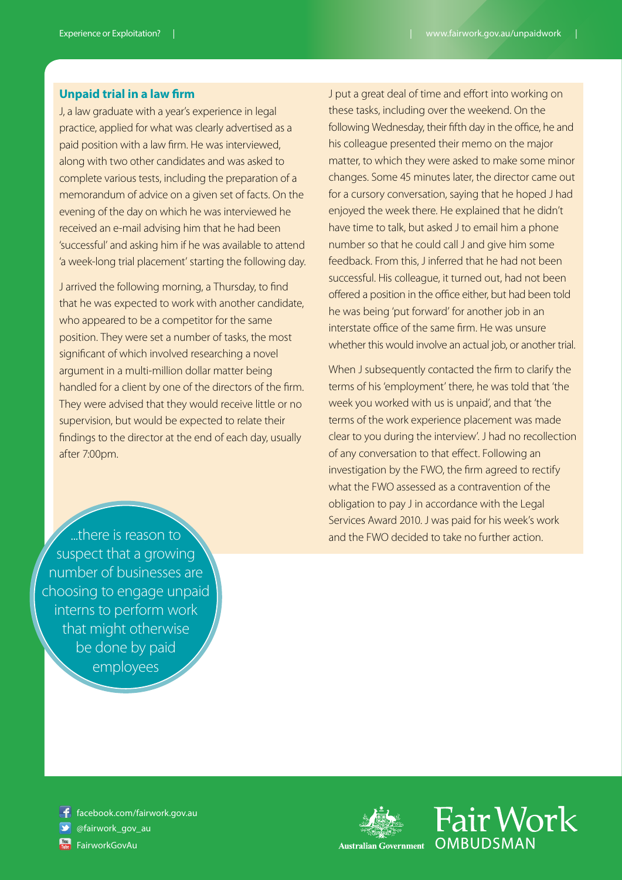### Unpaid trial in a law firm

J, a law graduate with a year's experience in legal practice, applied for what was clearly advertised as a paid position with a law firm. He was interviewed, along with two other candidates and was asked to complete various tests, including the preparation of a memorandum of advice on a given set of facts. On the evening of the day on which he was interviewed he received an e-mail advising him that he had been 'successful' and asking him if he was available to attend 'a week-long trial placement' starting the following day.

J arrived the following morning, a Thursday, to find that he was expected to work with another candidate, who appeared to be a competitor for the same position. They were set a number of tasks, the most significant of which involved researching a novel argument in a multi-million dollar matter being handled for a client by one of the directors of the firm. They were advised that they would receive little or no supervision, but would be expected to relate their findings to the director at the end of each day, usually after 7:00pm.

J put a great deal of time and effort into working on these tasks, including over the weekend. On the following Wednesday, their fifth day in the office, he and his colleague presented their memo on the major matter, to which they were asked to make some minor changes. Some 45 minutes later, the director came out for a cursory conversation, saying that he hoped J had enjoyed the week there. He explained that he didn't have time to talk, but asked J to email him a phone number so that he could call J and give him some feedback. From this, J inferred that he had not been successful. His colleague, it turned out, had not been offered a position in the office either, but had been told he was being 'put forward' for another job in an interstate office of the same firm. He was unsure whether this would involve an actual job, or another trial.

When J subsequently contacted the firm to clarify the terms of his 'employment' there, he was told that 'the week you worked with us is unpaid', and that 'the terms of the work experience placement was made clear to you during the interview'. J had no recollection of any conversation to that effect. Following an investigation by the FWO, the firm agreed to rectify what the FWO assessed as a contravention of the obligation to pay J in accordance with the Legal Services Award 2010. J was paid for his week's work and the FWO decided to take no further action.

> ...there is reason to suspect that a growing number of businesses are choosing to engage unpaid interns to perform work that might otherwise be done by paid employees

facebook.com/fairwork.gov.au
@fairwork_gov_au
FairworkGovAu

Australian Government
Fair Work OMBUDSMAN